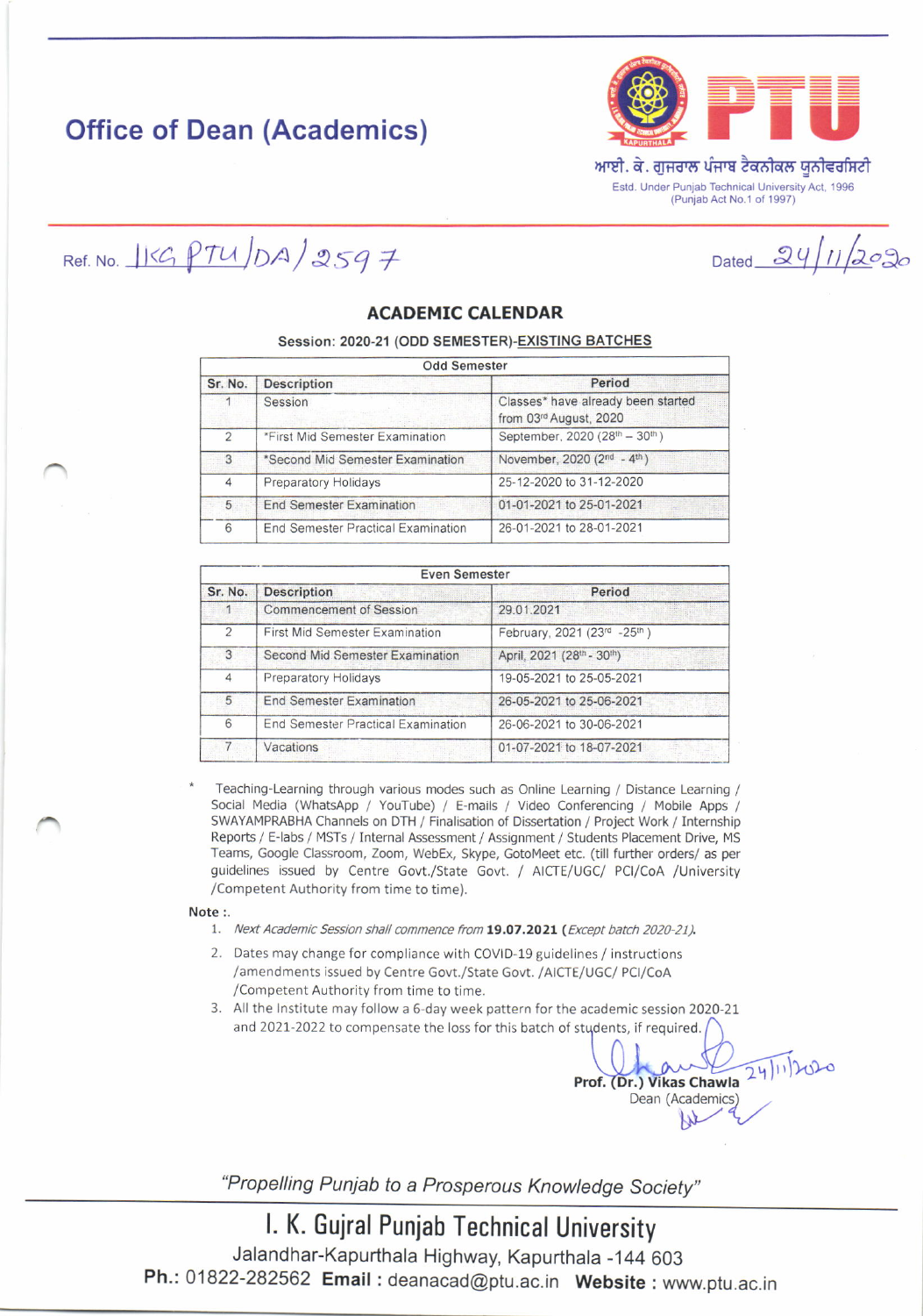# Office of Dean (Academics)

ਆਈ. ਕੇ. ਗੁਜਰਾਲ ਪੰਜਾਬ ਟੈਕਨੀਕਲ ਯੂਨੀਵਰਸਿਟੀ

Estd. Under Punjab Technical University Act, 1996 (Punjab Act No.1 of 1997)

Ref. No. IKG PTU/DA/2597

Dated 24/11/2020

## ACADEMIC CALENDAR

**Session: 2020-21 (ODD SEMESTER)-EXISTING BATCHES**

| Odd Semester | | |
|---|---|---|
| **Sr. No.** | **Description** | **Period** |
| 1 | Session | Classes* have already been started from 03rd August, 2020 |
| 2 | *First Mid Semester Examination | September, 2020 (28th – 30th) |
| 3 | *Second Mid Semester Examination | November, 2020 (2nd - 4th) |
| 4 | Preparatory Holidays | 25-12-2020 to 31-12-2020 |
| 5 | End Semester Examination | 01-01-2021 to 25-01-2021 |
| 6 | End Semester Practical Examination | 26-01-2021 to 28-01-2021 |

| Even Semester | | |
|---|---|---|
| **Sr. No.** | **Description** | **Period** |
| 1 | Commencement of Session | 29.01.2021 |
| 2 | First Mid Semester Examination | February, 2021 (23rd -25th) |
| 3 | Second Mid Semester Examination | April, 2021 (28th - 30th) |
| 4 | Preparatory Holidays | 19-05-2021 to 25-05-2021 |
| 5 | End Semester Examination | 26-05-2021 to 25-06-2021 |
| 6 | End Semester Practical Examination | 26-06-2021 to 30-06-2021 |
| 7 | Vacations | 01-07-2021 to 18-07-2021 |

\* Teaching-Learning through various modes such as Online Learning / Distance Learning / Social Media (WhatsApp / YouTube) / E-mails / Video Conferencing / Mobile Apps / SWAYAMPRABHA Channels on DTH / Finalisation of Dissertation / Project Work / Internship Reports / E-labs / MSTs / Internal Assessment / Assignment / Students Placement Drive, MS Teams, Google Classroom, Zoom, WebEx, Skype, GotoMeet etc. (till further orders/ as per guidelines issued by Centre Govt./State Govt. / AICTE/UGC/ PCI/CoA /University /Competent Authority from time to time).

**Note :.**

1. *Next Academic Session shall commence from* **19.07.2021** *(Except batch 2020-21).*
2. Dates may change for compliance with COVID-19 guidelines / instructions /amendments issued by Centre Govt./State Govt. /AICTE/UGC/ PCI/CoA /Competent Authority from time to time.
3. All the Institute may follow a 6-day week pattern for the academic session 2020-21 and 2021-2022 to compensate the loss for this batch of students, if required.

24/11/2020

**Prof. (Dr.) Vikas Chawla**
Dean (Academics)

*"Propelling Punjab to a Prosperous Knowledge Society"*

**I. K. Gujral Punjab Technical University**

Jalandhar-Kapurthala Highway, Kapurthala -144 603

**Ph.:** 01822-282562 **Email :** deanacad@ptu.ac.in **Website :** www.ptu.ac.in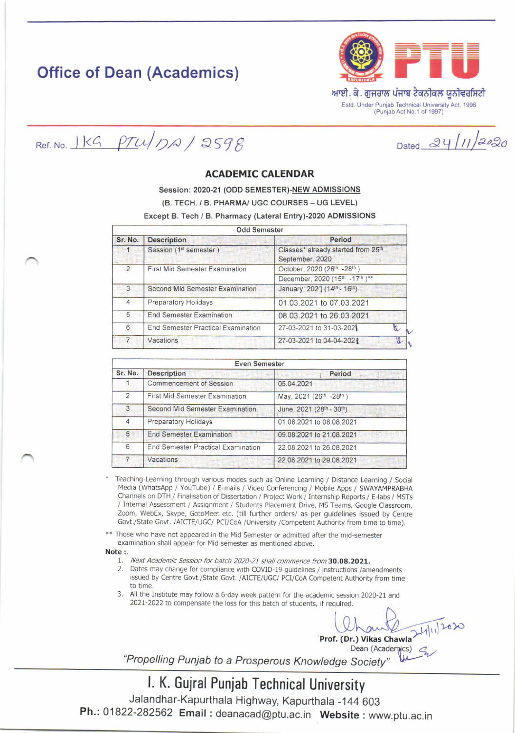# Office of Dean (Academics)

ਆਈ. ਕੇ. ਗੁਜਰਾਲ ਪੰਜਾਬ ਟੈਕਨੀਕਲ ਯੂਨੀਵਰਸਿਟੀ

Estd. Under Punjab Technical University Act, 1996 (Punjab Act No.1 of 1997)

Ref. No. IKG PTU/DA/2598

Dated 24/11/2020

## ACADEMIC CALENDAR

**Session: 2020-21 (ODD SEMESTER)-NEW ADMISSIONS**

**(B. TECH. / B. PHARMA/ UGC COURSES – UG LEVEL)**

**Except B. Tech / B. Pharmacy (Lateral Entry)-2020 ADMISSIONS**

| Odd Semester | | |
|---|---|---|
| **Sr. No.** | **Description** | **Period** |
| 1 | Session (1st semester) | Classes* already started from 25th September, 2020 |
| 2 | First Mid Semester Examination | October, 2020 (26th -28th) |
| | | December, 2020 (15th -17th)** |
| 3 | Second Mid Semester Examination | January, 2021 (14th - 16th) |
| 4 | Preparatory Holidays | 01.03.2021 to 07.03.2021 |
| 5 | End Semester Examination | 08.03.2021 to 26.03.2021 |
| 6 | End Semester Practical Examination | 27-03-2021 to 31-03-2021 |
| 7 | Vacations | 27-03-2021 to 04-04-2021 |

| Even Semester | | |
|---|---|---|
| **Sr. No.** | **Description** | **Period** |
| 1 | Commencement of Session | 05.04.2021 |
| 2 | First Mid Semester Examination | May, 2021 (26th -28th) |
| 3 | Second Mid Semester Examination | June, 2021 (28th - 30th) |
| 4 | Preparatory Holidays | 01.08.2021 to 08.08.2021 |
| 5 | End Semester Examination | 09.08.2021 to 21.08.2021 |
| 6 | End Semester Practical Examination | 22.08.2021 to 26.08.2021 |
| 7 | Vacations | 22.08.2021 to 29.08.2021 |

\* Teaching-Learning through various modes such as Online Learning / Distance Learning / Social Media (WhatsApp / YouTube) / E-mails / Video Conferencing / Mobile Apps / SWAYAMPRABHA Channels on DTH / Finalisation of Dissertation / Project Work / Internship Reports / E-labs / MSTs / Internal Assessment / Assignment / Students Placement Drive, MS Teams, Google Classroom, Zoom, WebEx, Skype, GotoMeet etc. (till further orders/ as per guidelines issued by Centre Govt./State Govt. /AICTE/UGC/ PCI/CoA /University /Competent Authority from time to time).

\*\* Those who have not appeared in the Mid Semester or admitted after the mid-semester examination shall appear for Mid semester as mentioned above.

**Note :.**

1. *Next Academic Session for batch 2020-21 shall commence from* **30.08.2021.**
2. Dates may change for compliance with COVID-19 guidelines / instructions /amendments issued by Centre Govt./State Govt. /AICTE/UGC/ PCI/CoA Competent Authority from time to time.
3. All the Institute may follow a 6-day week pattern for the academic session 2020-21 and 2021-2022 to compensate the loss for this batch of students, if required.

24/11/2020

**Prof. (Dr.) Vikas Chawla**
Dean (Academics)

*"Propelling Punjab to a Prosperous Knowledge Society"*

**I. K. Gujral Punjab Technical University**

Jalandhar-Kapurthala Highway, Kapurthala -144 603

**Ph.:** 01822-282562 **Email :** deanacad@ptu.ac.in **Website :** www.ptu.ac.in